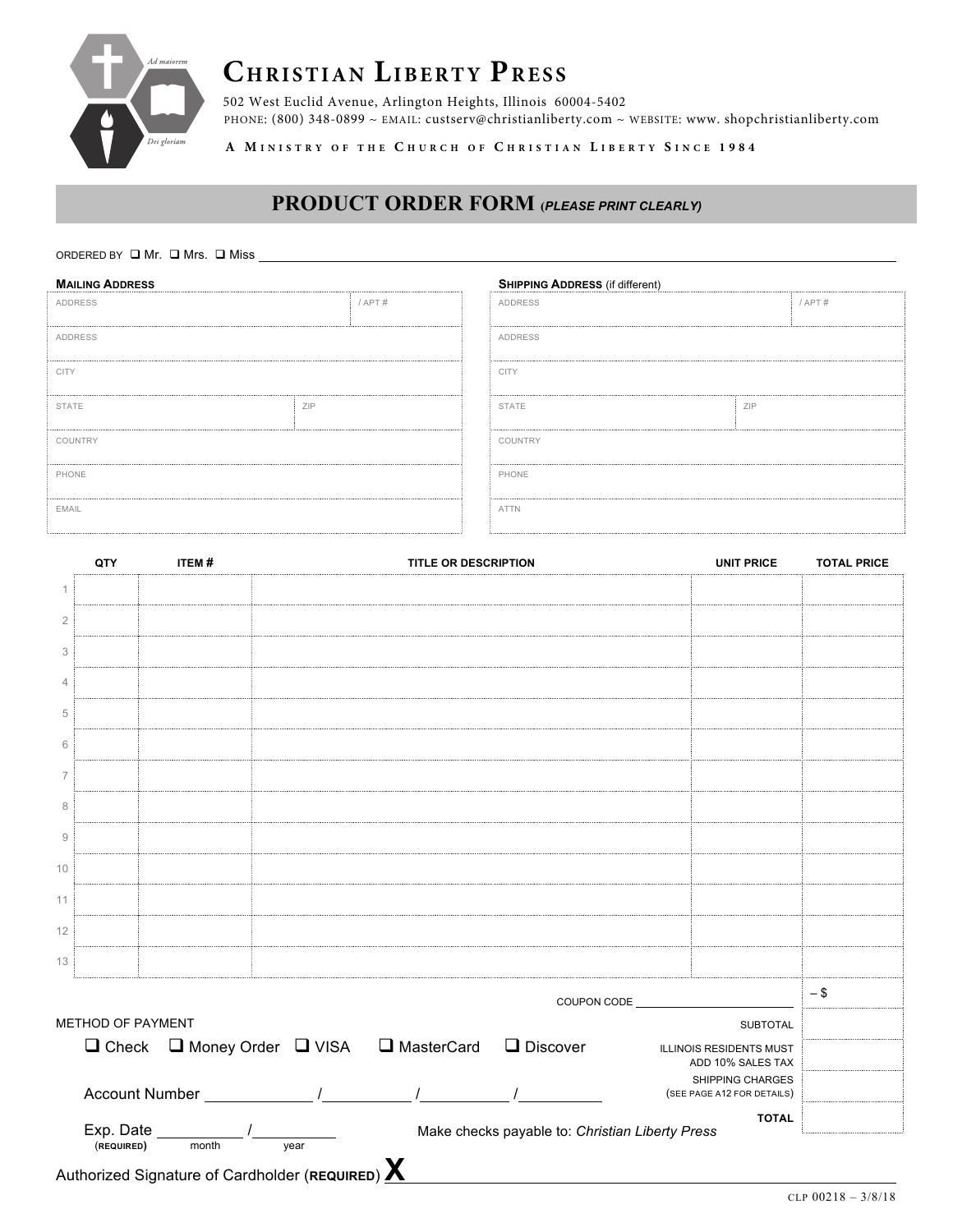Ad maiorem

Dei gloriam

# Christian Liberty Press

502 West Euclid Avenue, Arlington Heights, Illinois 60004-5402

PHONE: (800) 348-0899 ~ EMAIL: custserv@christianliberty.com ~ WEBSITE: www. shopchristianliberty.com

A Ministry of the Church of Christian Liberty Since 1984

## PRODUCT ORDER FORM (*PLEASE PRINT CLEARLY*)

ORDERED BY ❑ Mr. ❑ Mrs. ❑ Miss \_\_\_\_\_\_\_\_\_\_\_\_\_\_\_\_\_\_\_\_\_\_\_\_\_\_\_\_

**Mailing Address**

| | |
|---|---|
| ADDRESS | / APT # |
| ADDRESS | |
| CITY | |
| STATE | ZIP |
| COUNTRY | |
| PHONE | |
| EMAIL | |

**Shipping Address** (if different)

| | |
|---|---|
| ADDRESS | / APT # |
| ADDRESS | |
| CITY | |
| STATE | ZIP |
| COUNTRY | |
| PHONE | |
| ATTN | |

| | QTY | ITEM # | TITLE OR DESCRIPTION | UNIT PRICE | TOTAL PRICE |
|---|---|---|---|---|---|
| 1 | | | | | |
| 2 | | | | | |
| 3 | | | | | |
| 4 | | | | | |
| 5 | | | | | |
| 6 | | | | | |
| 7 | | | | | |
| 8 | | | | | |
| 9 | | | | | |
| 10 | | | | | |
| 11 | | | | | |
| 12 | | | | | |
| 13 | | | | | |
| | | | | COUPON CODE \_\_\_\_\_\_\_\_ | – $ |
| | | | | SUBTOTAL | |
| | | | | ILLINOIS RESIDENTS MUST ADD 10% SALES TAX | |
| | | | | SHIPPING CHARGES (SEE PAGE A12 FOR DETAILS) | |
| | | | | TOTAL | |

METHOD OF PAYMENT

❑ Check ❑ Money Order ❑ VISA ❑ MasterCard ❑ Discover

Account Number \_\_\_\_\_\_\_\_ / \_\_\_\_\_\_\_\_ / \_\_\_\_\_\_\_\_ / \_\_\_\_\_\_\_\_

Exp. Date (REQUIRED) \_\_\_\_\_\_\_\_ month / \_\_\_\_\_\_\_\_ year

Make checks payable to: *Christian Liberty Press*

Authorized Signature of Cardholder (**REQUIRED**) **X** \_\_\_\_\_\_\_\_\_\_\_\_\_\_\_\_\_\_\_\_\_\_\_\_\_\_\_\_

CLP 00218 – 3/8/18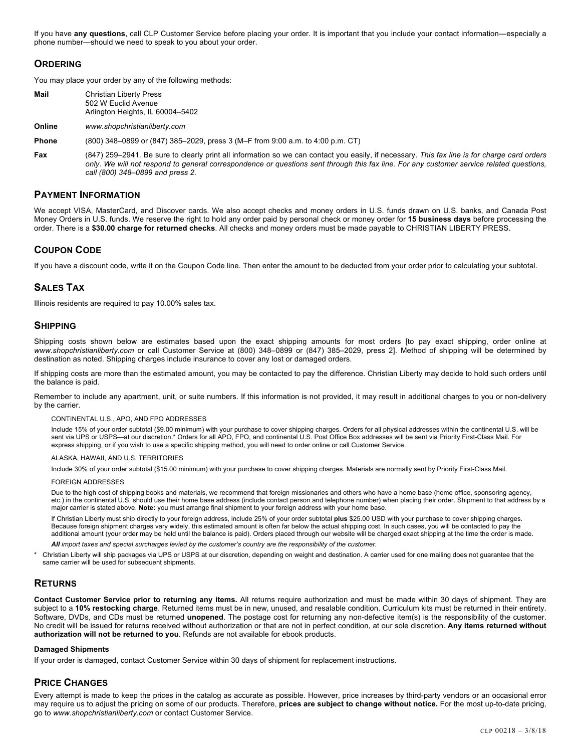If you have **any questions**, call CLP Customer Service before placing your order. It is important that you include your contact information—especially a phone number—should we need to speak to you about your order.

## Ordering

You may place your order by any of the following methods:

**Mail** Christian Liberty Press
502 W Euclid Avenue
Arlington Heights, IL 60004–5402

**Online** *www.shopchristianliberty.com*

**Phone** (800) 348–0899 or (847) 385–2029, press 3 (M–F from 9:00 a.m. to 4:00 p.m. CT)

**Fax** (847) 259–2941. Be sure to clearly print all information so we can contact you easily, if necessary. *This fax line is for charge card orders only. We will not respond to general correspondence or questions sent through this fax line. For any customer service related questions, call (800) 348–0899 and press 2.*

## Payment Information

We accept VISA, MasterCard, and Discover cards. We also accept checks and money orders in U.S. funds drawn on U.S. banks, and Canada Post Money Orders in U.S. funds. We reserve the right to hold any order paid by personal check or money order for **15 business days** before processing the order. There is a **$30.00 charge for returned checks**. All checks and money orders must be made payable to CHRISTIAN LIBERTY PRESS.

## Coupon Code

If you have a discount code, write it on the Coupon Code line. Then enter the amount to be deducted from your order prior to calculating your subtotal.

## Sales Tax

Illinois residents are required to pay 10.00% sales tax.

## Shipping

Shipping costs shown below are estimates based upon the exact shipping amounts for most orders [to pay exact shipping, order online at *www.shopchristianliberty.com* or call Customer Service at (800) 348–0899 or (847) 385–2029, press 2]. Method of shipping will be determined by destination as noted. Shipping charges include insurance to cover any lost or damaged orders.

If shipping costs are more than the estimated amount, you may be contacted to pay the difference. Christian Liberty may decide to hold such orders until the balance is paid.

Remember to include any apartment, unit, or suite numbers. If this information is not provided, it may result in additional charges to you or non-delivery by the carrier.

CONTINENTAL U.S., APO, AND FPO ADDRESSES

Include 15% of your order subtotal ($9.00 minimum) with your purchase to cover shipping charges. Orders for all physical addresses within the continental U.S. will be sent via UPS or USPS—at our discretion.* Orders for all APO, FPO, and continental U.S. Post Office Box addresses will be sent via Priority First-Class Mail. For express shipping, or if you wish to use a specific shipping method, you will need to order online or call Customer Service.

ALASKA, HAWAII, AND U.S. TERRITORIES

Include 30% of your order subtotal ($15.00 minimum) with your purchase to cover shipping charges. Materials are normally sent by Priority First-Class Mail.

FOREIGN ADDRESSES

Due to the high cost of shipping books and materials, we recommend that foreign missionaries and others who have a home base (home office, sponsoring agency, etc.) in the continental U.S. should use their home base address (include contact person and telephone number) when placing their order. Shipment to that address by a major carrier is stated above. **Note:** you must arrange final shipment to your foreign address with your home base.

If Christian Liberty must ship directly to your foreign address, include 25% of your order subtotal **plus** $25.00 USD with your purchase to cover shipping charges. Because foreign shipment charges vary widely, this estimated amount is often far below the actual shipping cost. In such cases, you will be contacted to pay the additional amount (your order may be held until the balance is paid). Orders placed through our website will be charged exact shipping at the time the order is made.

***All** import taxes and special surcharges levied by the customer's country are the responsibility of the customer.*

\* Christian Liberty will ship packages via UPS or USPS at our discretion, depending on weight and destination. A carrier used for one mailing does not guarantee that the same carrier will be used for subsequent shipments.

## Returns

**Contact Customer Service prior to returning any items.** All returns require authorization and must be made within 30 days of shipment. They are subject to a **10% restocking charge**. Returned items must be in new, unused, and resalable condition. Curriculum kits must be returned in their entirety. Software, DVDs, and CDs must be returned **unopened**. The postage cost for returning any non-defective item(s) is the responsibility of the customer. No credit will be issued for returns received without authorization or that are not in perfect condition, at our sole discretion. **Any items returned without authorization will not be returned to you**. Refunds are not available for ebook products.

### Damaged Shipments

If your order is damaged, contact Customer Service within 30 days of shipment for replacement instructions.

## Price Changes

Every attempt is made to keep the prices in the catalog as accurate as possible. However, price increases by third-party vendors or an occasional error may require us to adjust the pricing on some of our products. Therefore, **prices are subject to change without notice.** For the most up-to-date pricing, go to *www.shopchristianliberty.com* or contact Customer Service.

CLP 00218 – 3/8/18